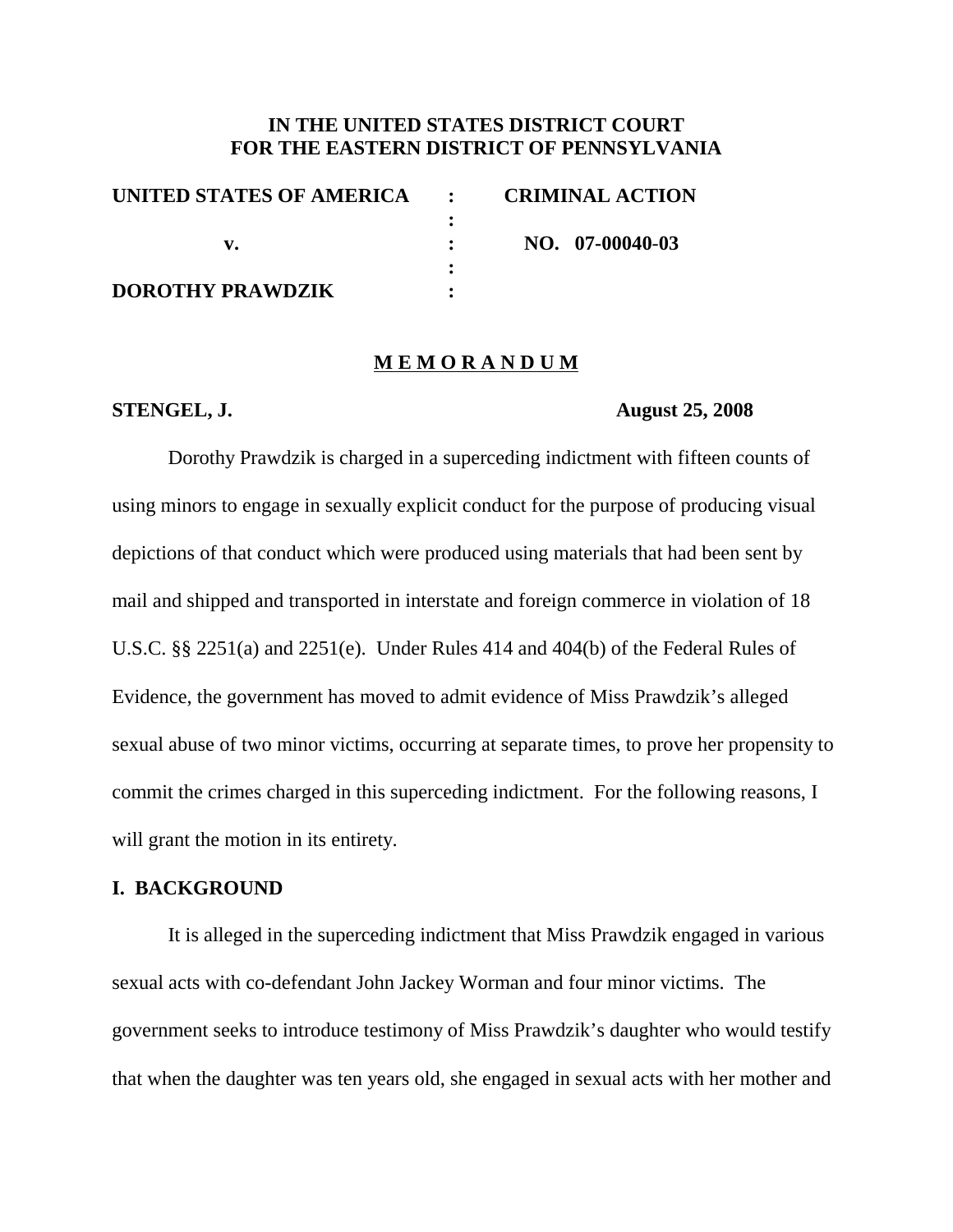**IN THE UNITED STATES DISTRICT COURT**
**FOR THE EASTERN DISTRICT OF PENNSYLVANIA**

| | | |
|---|---|---|
| **UNITED STATES OF AMERICA** | : | **CRIMINAL ACTION** |
| | : | |
| **v.** | : | **NO. 07-00040-03** |
| | : | |
| **DOROTHY PRAWDZIK** | : | |

**M E M O R A N D U M**

**STENGEL, J.** **August 25, 2008**

Dorothy Prawdzik is charged in a superceding indictment with fifteen counts of using minors to engage in sexually explicit conduct for the purpose of producing visual depictions of that conduct which were produced using materials that had been sent by mail and shipped and transported in interstate and foreign commerce in violation of 18 U.S.C. §§ 2251(a) and 2251(e). Under Rules 414 and 404(b) of the Federal Rules of Evidence, the government has moved to admit evidence of Miss Prawdzik's alleged sexual abuse of two minor victims, occurring at separate times, to prove her propensity to commit the crimes charged in this superceding indictment. For the following reasons, I will grant the motion in its entirety.

## I. BACKGROUND

It is alleged in the superceding indictment that Miss Prawdzik engaged in various sexual acts with co-defendant John Jackey Worman and four minor victims. The government seeks to introduce testimony of Miss Prawdzik's daughter who would testify that when the daughter was ten years old, she engaged in sexual acts with her mother and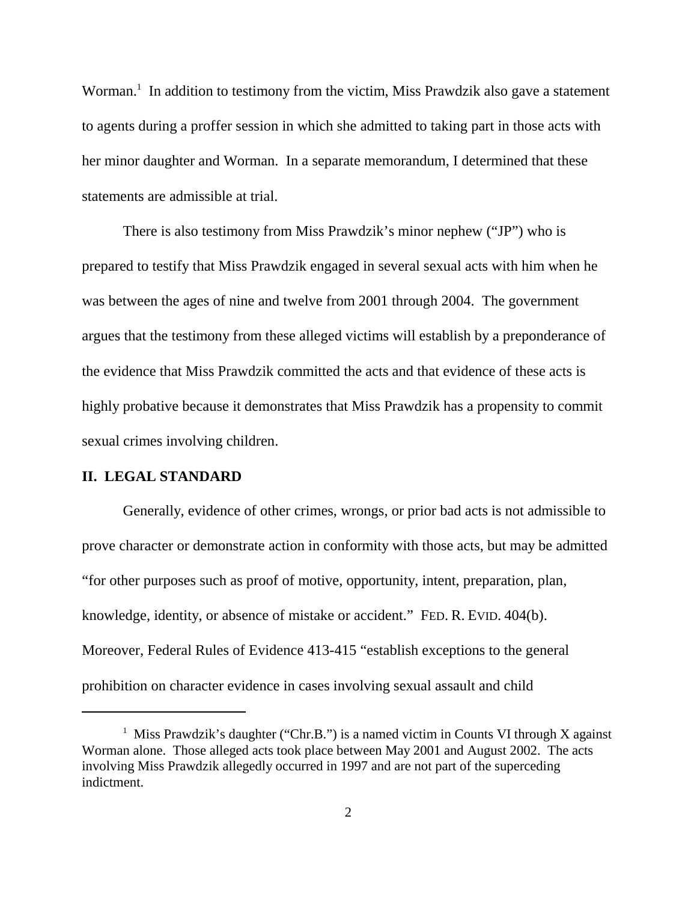Worman.[1] In addition to testimony from the victim, Miss Prawdzik also gave a statement to agents during a proffer session in which she admitted to taking part in those acts with her minor daughter and Worman. In a separate memorandum, I determined that these statements are admissible at trial.

There is also testimony from Miss Prawdzik's minor nephew ("JP") who is prepared to testify that Miss Prawdzik engaged in several sexual acts with him when he was between the ages of nine and twelve from 2001 through 2004. The government argues that the testimony from these alleged victims will establish by a preponderance of the evidence that Miss Prawdzik committed the acts and that evidence of these acts is highly probative because it demonstrates that Miss Prawdzik has a propensity to commit sexual crimes involving children.

## II. LEGAL STANDARD

Generally, evidence of other crimes, wrongs, or prior bad acts is not admissible to prove character or demonstrate action in conformity with those acts, but may be admitted "for other purposes such as proof of motive, opportunity, intent, preparation, plan, knowledge, identity, or absence of mistake or accident." FED. R. EVID. 404(b). Moreover, Federal Rules of Evidence 413-415 "establish exceptions to the general prohibition on character evidence in cases involving sexual assault and child

[1] Miss Prawdzik's daughter ("Chr.B.") is a named victim in Counts VI through X against Worman alone. Those alleged acts took place between May 2001 and August 2002. The acts involving Miss Prawdzik allegedly occurred in 1997 and are not part of the superceding indictment.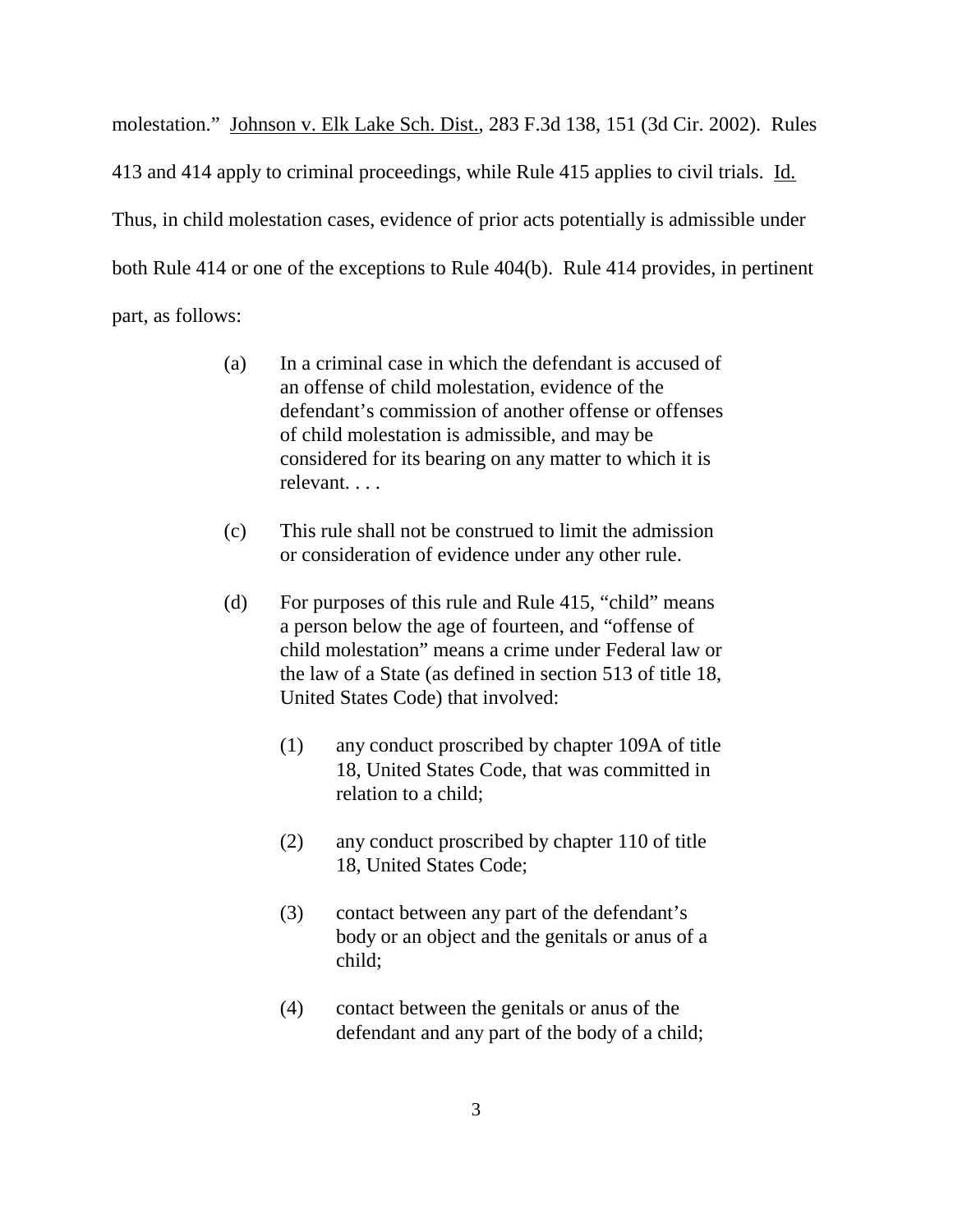molestation." Johnson v. Elk Lake Sch. Dist., 283 F.3d 138, 151 (3d Cir. 2002). Rules 413 and 414 apply to criminal proceedings, while Rule 415 applies to civil trials. Id. Thus, in child molestation cases, evidence of prior acts potentially is admissible under both Rule 414 or one of the exceptions to Rule 404(b). Rule 414 provides, in pertinent part, as follows:

> (a) In a criminal case in which the defendant is accused of an offense of child molestation, evidence of the defendant's commission of another offense or offenses of child molestation is admissible, and may be considered for its bearing on any matter to which it is relevant. . . .
>
> (c) This rule shall not be construed to limit the admission or consideration of evidence under any other rule.
>
> (d) For purposes of this rule and Rule 415, "child" means a person below the age of fourteen, and "offense of child molestation" means a crime under Federal law or the law of a State (as defined in section 513 of title 18, United States Code) that involved:
>
> > (1) any conduct proscribed by chapter 109A of title 18, United States Code, that was committed in relation to a child;
> >
> > (2) any conduct proscribed by chapter 110 of title 18, United States Code;
> >
> > (3) contact between any part of the defendant's body or an object and the genitals or anus of a child;
> >
> > (4) contact between the genitals or anus of the defendant and any part of the body of a child;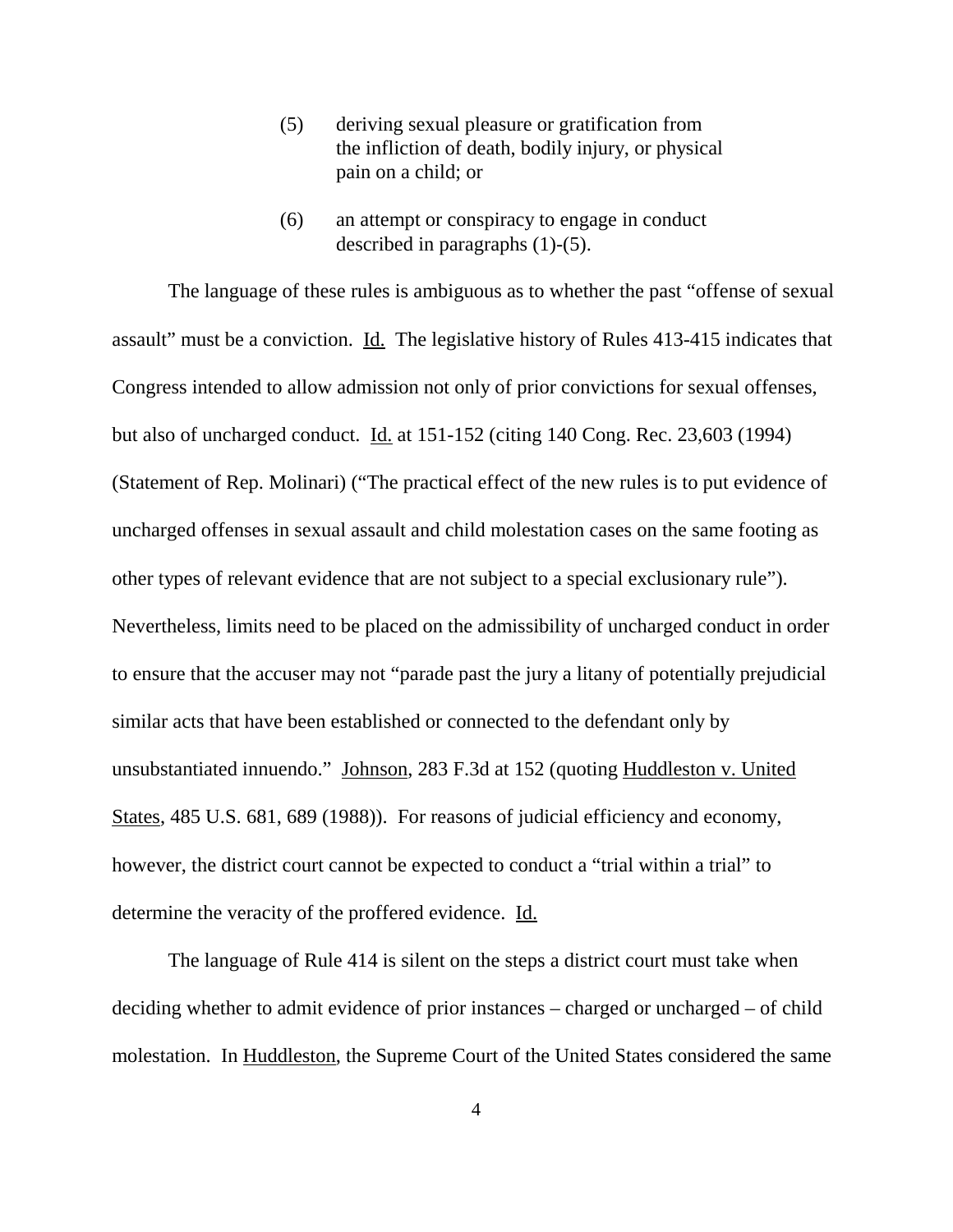> (5) deriving sexual pleasure or gratification from the infliction of death, bodily injury, or physical pain on a child; or
>
> (6) an attempt or conspiracy to engage in conduct described in paragraphs (1)-(5).

The language of these rules is ambiguous as to whether the past "offense of sexual assault" must be a conviction. Id. The legislative history of Rules 413-415 indicates that Congress intended to allow admission not only of prior convictions for sexual offenses, but also of uncharged conduct. Id. at 151-152 (citing 140 Cong. Rec. 23,603 (1994) (Statement of Rep. Molinari) ("The practical effect of the new rules is to put evidence of uncharged offenses in sexual assault and child molestation cases on the same footing as other types of relevant evidence that are not subject to a special exclusionary rule"). Nevertheless, limits need to be placed on the admissibility of uncharged conduct in order to ensure that the accuser may not "parade past the jury a litany of potentially prejudicial similar acts that have been established or connected to the defendant only by unsubstantiated innuendo." Johnson, 283 F.3d at 152 (quoting Huddleston v. United States, 485 U.S. 681, 689 (1988)). For reasons of judicial efficiency and economy, however, the district court cannot be expected to conduct a "trial within a trial" to determine the veracity of the proffered evidence. Id.

The language of Rule 414 is silent on the steps a district court must take when deciding whether to admit evidence of prior instances – charged or uncharged – of child molestation. In Huddleston, the Supreme Court of the United States considered the same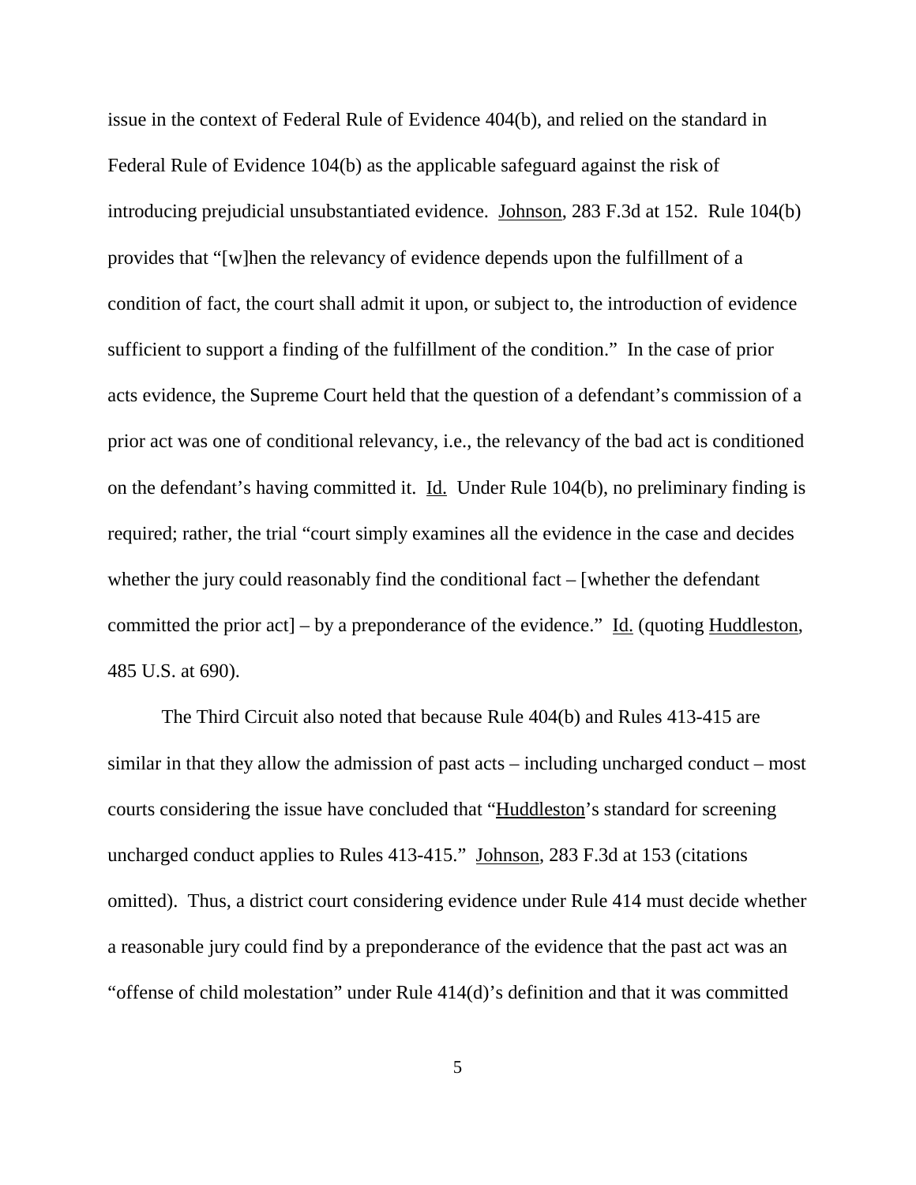issue in the context of Federal Rule of Evidence 404(b), and relied on the standard in Federal Rule of Evidence 104(b) as the applicable safeguard against the risk of introducing prejudicial unsubstantiated evidence. Johnson, 283 F.3d at 152. Rule 104(b) provides that "[w]hen the relevancy of evidence depends upon the fulfillment of a condition of fact, the court shall admit it upon, or subject to, the introduction of evidence sufficient to support a finding of the fulfillment of the condition." In the case of prior acts evidence, the Supreme Court held that the question of a defendant's commission of a prior act was one of conditional relevancy, i.e., the relevancy of the bad act is conditioned on the defendant's having committed it. Id. Under Rule 104(b), no preliminary finding is required; rather, the trial "court simply examines all the evidence in the case and decides whether the jury could reasonably find the conditional fact – [whether the defendant committed the prior act] – by a preponderance of the evidence." Id. (quoting Huddleston, 485 U.S. at 690).

The Third Circuit also noted that because Rule 404(b) and Rules 413-415 are similar in that they allow the admission of past acts – including uncharged conduct – most courts considering the issue have concluded that "Huddleston's standard for screening uncharged conduct applies to Rules 413-415." Johnson, 283 F.3d at 153 (citations omitted). Thus, a district court considering evidence under Rule 414 must decide whether a reasonable jury could find by a preponderance of the evidence that the past act was an "offense of child molestation" under Rule 414(d)'s definition and that it was committed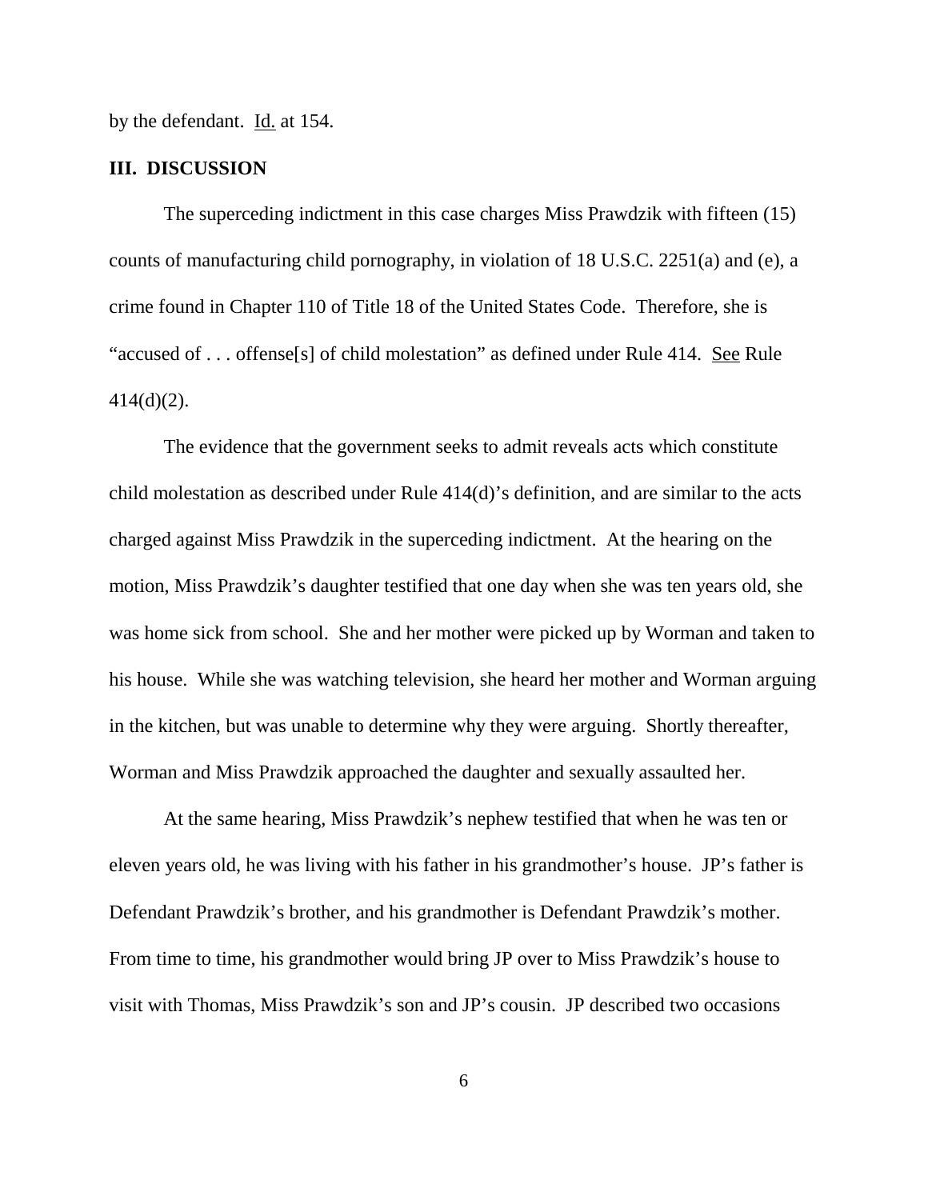by the defendant. Id. at 154.

### III. DISCUSSION

The superceding indictment in this case charges Miss Prawdzik with fifteen (15) counts of manufacturing child pornography, in violation of 18 U.S.C. 2251(a) and (e), a crime found in Chapter 110 of Title 18 of the United States Code. Therefore, she is "accused of . . . offense[s] of child molestation" as defined under Rule 414. See Rule 414(d)(2).

The evidence that the government seeks to admit reveals acts which constitute child molestation as described under Rule 414(d)'s definition, and are similar to the acts charged against Miss Prawdzik in the superceding indictment. At the hearing on the motion, Miss Prawdzik's daughter testified that one day when she was ten years old, she was home sick from school. She and her mother were picked up by Worman and taken to his house. While she was watching television, she heard her mother and Worman arguing in the kitchen, but was unable to determine why they were arguing. Shortly thereafter, Worman and Miss Prawdzik approached the daughter and sexually assaulted her.

At the same hearing, Miss Prawdzik's nephew testified that when he was ten or eleven years old, he was living with his father in his grandmother's house. JP's father is Defendant Prawdzik's brother, and his grandmother is Defendant Prawdzik's mother. From time to time, his grandmother would bring JP over to Miss Prawdzik's house to visit with Thomas, Miss Prawdzik's son and JP's cousin. JP described two occasions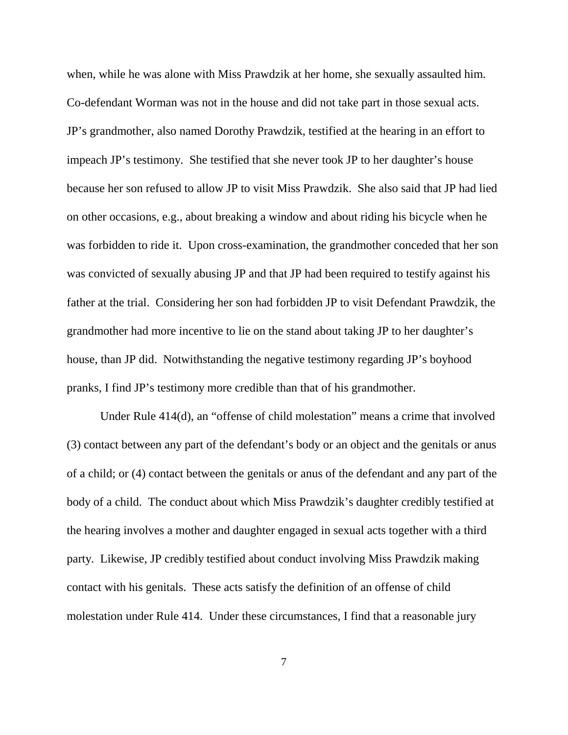when, while he was alone with Miss Prawdzik at her home, she sexually assaulted him. Co-defendant Worman was not in the house and did not take part in those sexual acts. JP's grandmother, also named Dorothy Prawdzik, testified at the hearing in an effort to impeach JP's testimony. She testified that she never took JP to her daughter's house because her son refused to allow JP to visit Miss Prawdzik. She also said that JP had lied on other occasions, e.g., about breaking a window and about riding his bicycle when he was forbidden to ride it. Upon cross-examination, the grandmother conceded that her son was convicted of sexually abusing JP and that JP had been required to testify against his father at the trial. Considering her son had forbidden JP to visit Defendant Prawdzik, the grandmother had more incentive to lie on the stand about taking JP to her daughter's house, than JP did. Notwithstanding the negative testimony regarding JP's boyhood pranks, I find JP's testimony more credible than that of his grandmother.

Under Rule 414(d), an "offense of child molestation" means a crime that involved (3) contact between any part of the defendant's body or an object and the genitals or anus of a child; or (4) contact between the genitals or anus of the defendant and any part of the body of a child. The conduct about which Miss Prawdzik's daughter credibly testified at the hearing involves a mother and daughter engaged in sexual acts together with a third party. Likewise, JP credibly testified about conduct involving Miss Prawdzik making contact with his genitals. These acts satisfy the definition of an offense of child molestation under Rule 414. Under these circumstances, I find that a reasonable jury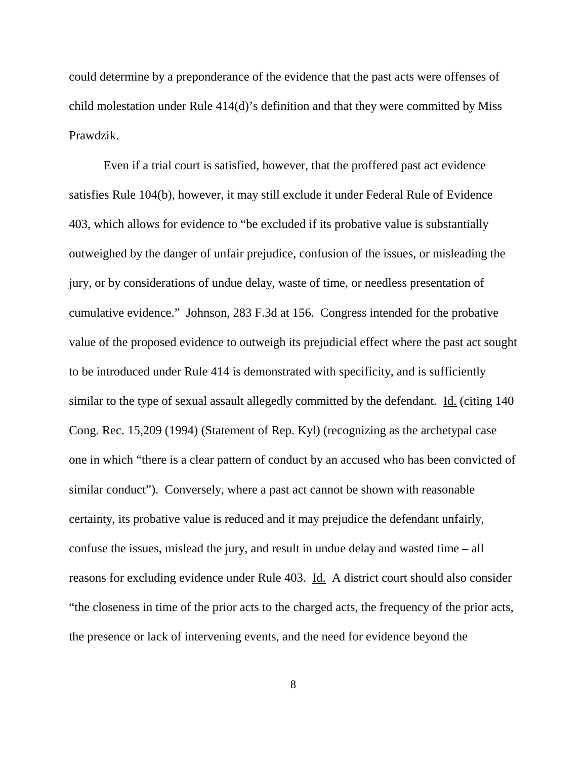could determine by a preponderance of the evidence that the past acts were offenses of child molestation under Rule 414(d)'s definition and that they were committed by Miss Prawdzik.

Even if a trial court is satisfied, however, that the proffered past act evidence satisfies Rule 104(b), however, it may still exclude it under Federal Rule of Evidence 403, which allows for evidence to "be excluded if its probative value is substantially outweighed by the danger of unfair prejudice, confusion of the issues, or misleading the jury, or by considerations of undue delay, waste of time, or needless presentation of cumulative evidence." Johnson, 283 F.3d at 156. Congress intended for the probative value of the proposed evidence to outweigh its prejudicial effect where the past act sought to be introduced under Rule 414 is demonstrated with specificity, and is sufficiently similar to the type of sexual assault allegedly committed by the defendant. Id. (citing 140 Cong. Rec. 15,209 (1994) (Statement of Rep. Kyl) (recognizing as the archetypal case one in which "there is a clear pattern of conduct by an accused who has been convicted of similar conduct"). Conversely, where a past act cannot be shown with reasonable certainty, its probative value is reduced and it may prejudice the defendant unfairly, confuse the issues, mislead the jury, and result in undue delay and wasted time – all reasons for excluding evidence under Rule 403. Id. A district court should also consider "the closeness in time of the prior acts to the charged acts, the frequency of the prior acts, the presence or lack of intervening events, and the need for evidence beyond the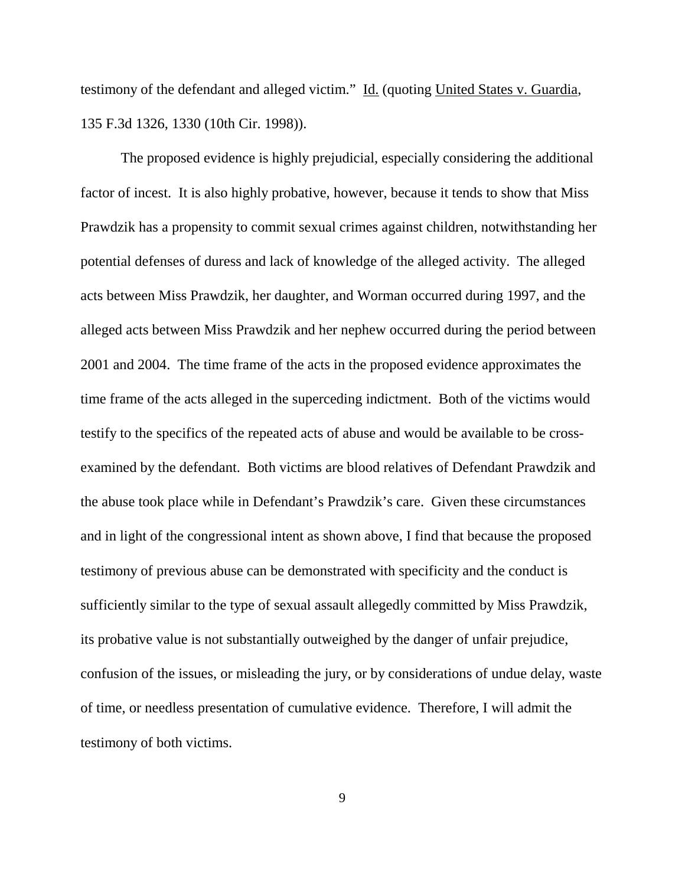testimony of the defendant and alleged victim." Id. (quoting United States v. Guardia, 135 F.3d 1326, 1330 (10th Cir. 1998)).

The proposed evidence is highly prejudicial, especially considering the additional factor of incest. It is also highly probative, however, because it tends to show that Miss Prawdzik has a propensity to commit sexual crimes against children, notwithstanding her potential defenses of duress and lack of knowledge of the alleged activity. The alleged acts between Miss Prawdzik, her daughter, and Worman occurred during 1997, and the alleged acts between Miss Prawdzik and her nephew occurred during the period between 2001 and 2004. The time frame of the acts in the proposed evidence approximates the time frame of the acts alleged in the superceding indictment. Both of the victims would testify to the specifics of the repeated acts of abuse and would be available to be cross-examined by the defendant. Both victims are blood relatives of Defendant Prawdzik and the abuse took place while in Defendant's Prawdzik's care. Given these circumstances and in light of the congressional intent as shown above, I find that because the proposed testimony of previous abuse can be demonstrated with specificity and the conduct is sufficiently similar to the type of sexual assault allegedly committed by Miss Prawdzik, its probative value is not substantially outweighed by the danger of unfair prejudice, confusion of the issues, or misleading the jury, or by considerations of undue delay, waste of time, or needless presentation of cumulative evidence. Therefore, I will admit the testimony of both victims.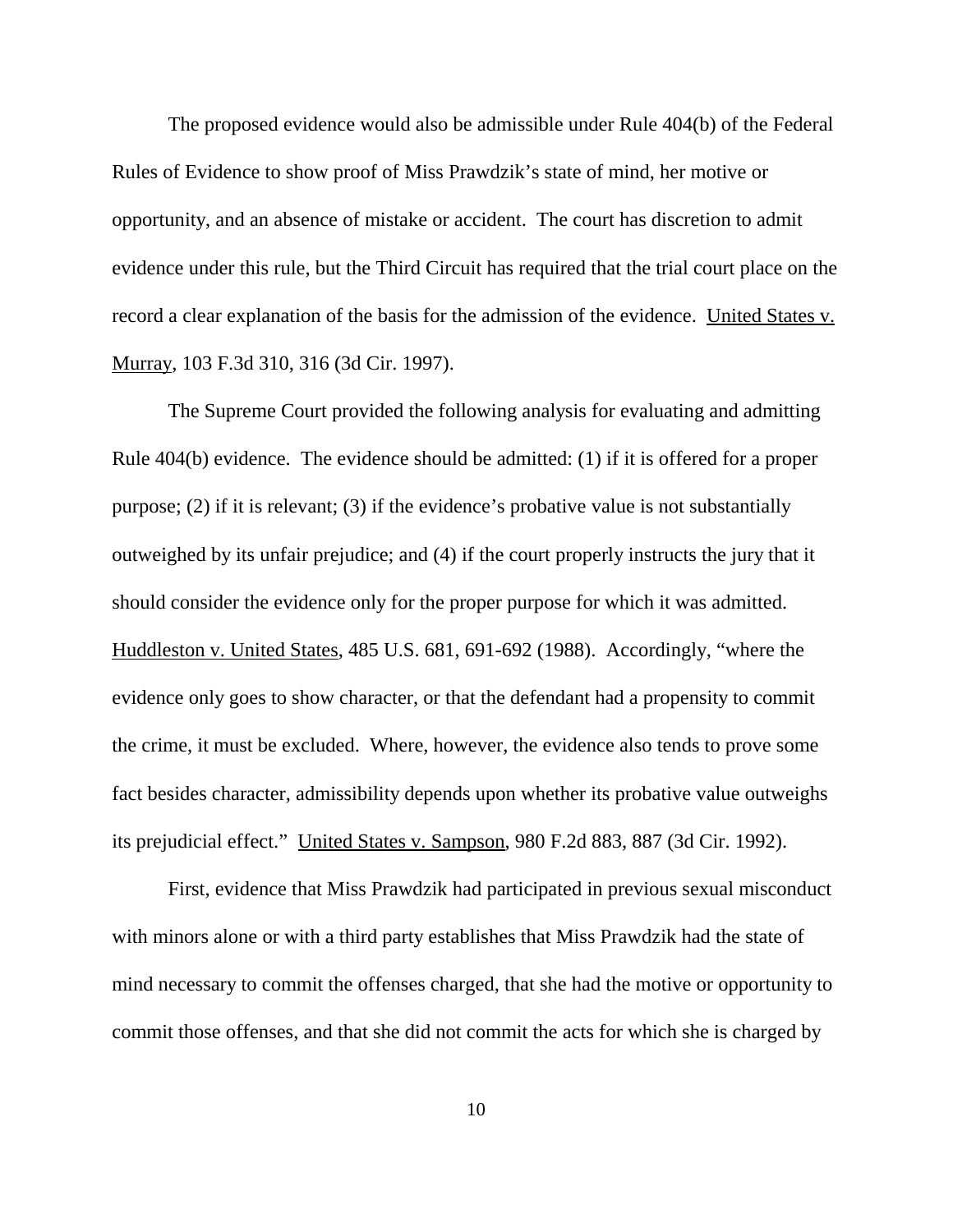The proposed evidence would also be admissible under Rule 404(b) of the Federal Rules of Evidence to show proof of Miss Prawdzik's state of mind, her motive or opportunity, and an absence of mistake or accident. The court has discretion to admit evidence under this rule, but the Third Circuit has required that the trial court place on the record a clear explanation of the basis for the admission of the evidence. United States v. Murray, 103 F.3d 310, 316 (3d Cir. 1997).

The Supreme Court provided the following analysis for evaluating and admitting Rule 404(b) evidence. The evidence should be admitted: (1) if it is offered for a proper purpose; (2) if it is relevant; (3) if the evidence's probative value is not substantially outweighed by its unfair prejudice; and (4) if the court properly instructs the jury that it should consider the evidence only for the proper purpose for which it was admitted. Huddleston v. United States, 485 U.S. 681, 691-692 (1988). Accordingly, "where the evidence only goes to show character, or that the defendant had a propensity to commit the crime, it must be excluded. Where, however, the evidence also tends to prove some fact besides character, admissibility depends upon whether its probative value outweighs its prejudicial effect." United States v. Sampson, 980 F.2d 883, 887 (3d Cir. 1992).

First, evidence that Miss Prawdzik had participated in previous sexual misconduct with minors alone or with a third party establishes that Miss Prawdzik had the state of mind necessary to commit the offenses charged, that she had the motive or opportunity to commit those offenses, and that she did not commit the acts for which she is charged by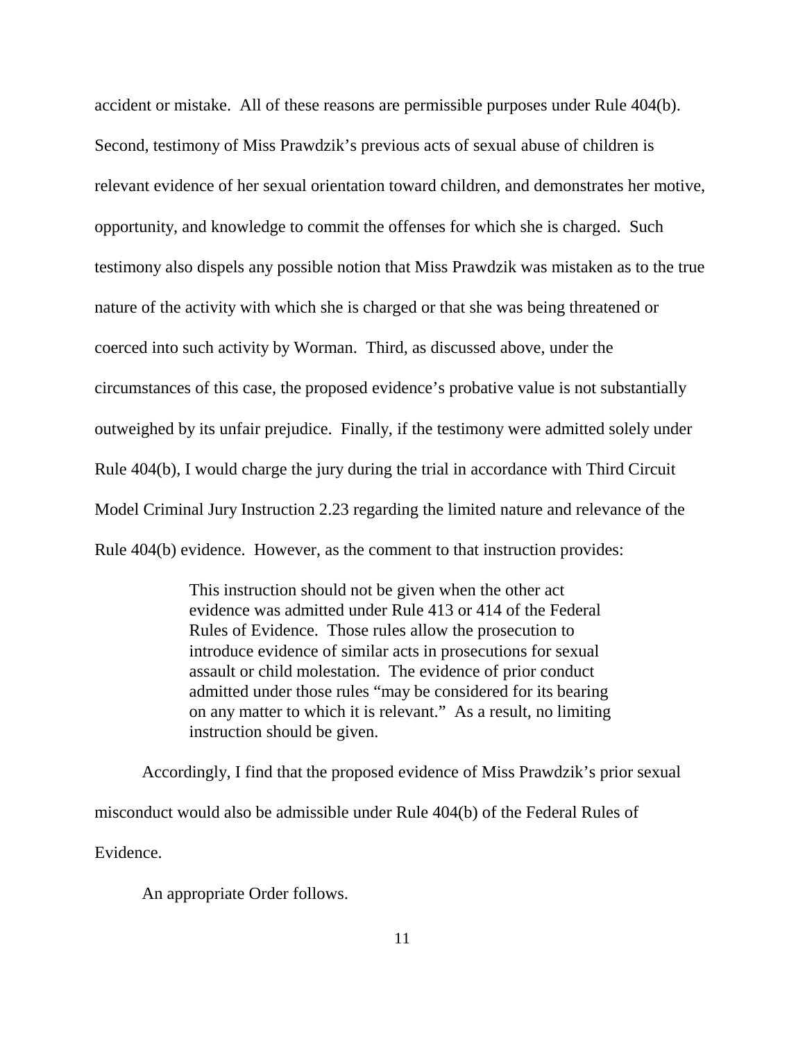accident or mistake. All of these reasons are permissible purposes under Rule 404(b). Second, testimony of Miss Prawdzik's previous acts of sexual abuse of children is relevant evidence of her sexual orientation toward children, and demonstrates her motive, opportunity, and knowledge to commit the offenses for which she is charged. Such testimony also dispels any possible notion that Miss Prawdzik was mistaken as to the true nature of the activity with which she is charged or that she was being threatened or coerced into such activity by Worman. Third, as discussed above, under the circumstances of this case, the proposed evidence's probative value is not substantially outweighed by its unfair prejudice. Finally, if the testimony were admitted solely under Rule 404(b), I would charge the jury during the trial in accordance with Third Circuit Model Criminal Jury Instruction 2.23 regarding the limited nature and relevance of the Rule 404(b) evidence. However, as the comment to that instruction provides:

> This instruction should not be given when the other act evidence was admitted under Rule 413 or 414 of the Federal Rules of Evidence. Those rules allow the prosecution to introduce evidence of similar acts in prosecutions for sexual assault or child molestation. The evidence of prior conduct admitted under those rules "may be considered for its bearing on any matter to which it is relevant." As a result, no limiting instruction should be given.

Accordingly, I find that the proposed evidence of Miss Prawdzik's prior sexual misconduct would also be admissible under Rule 404(b) of the Federal Rules of Evidence.

An appropriate Order follows.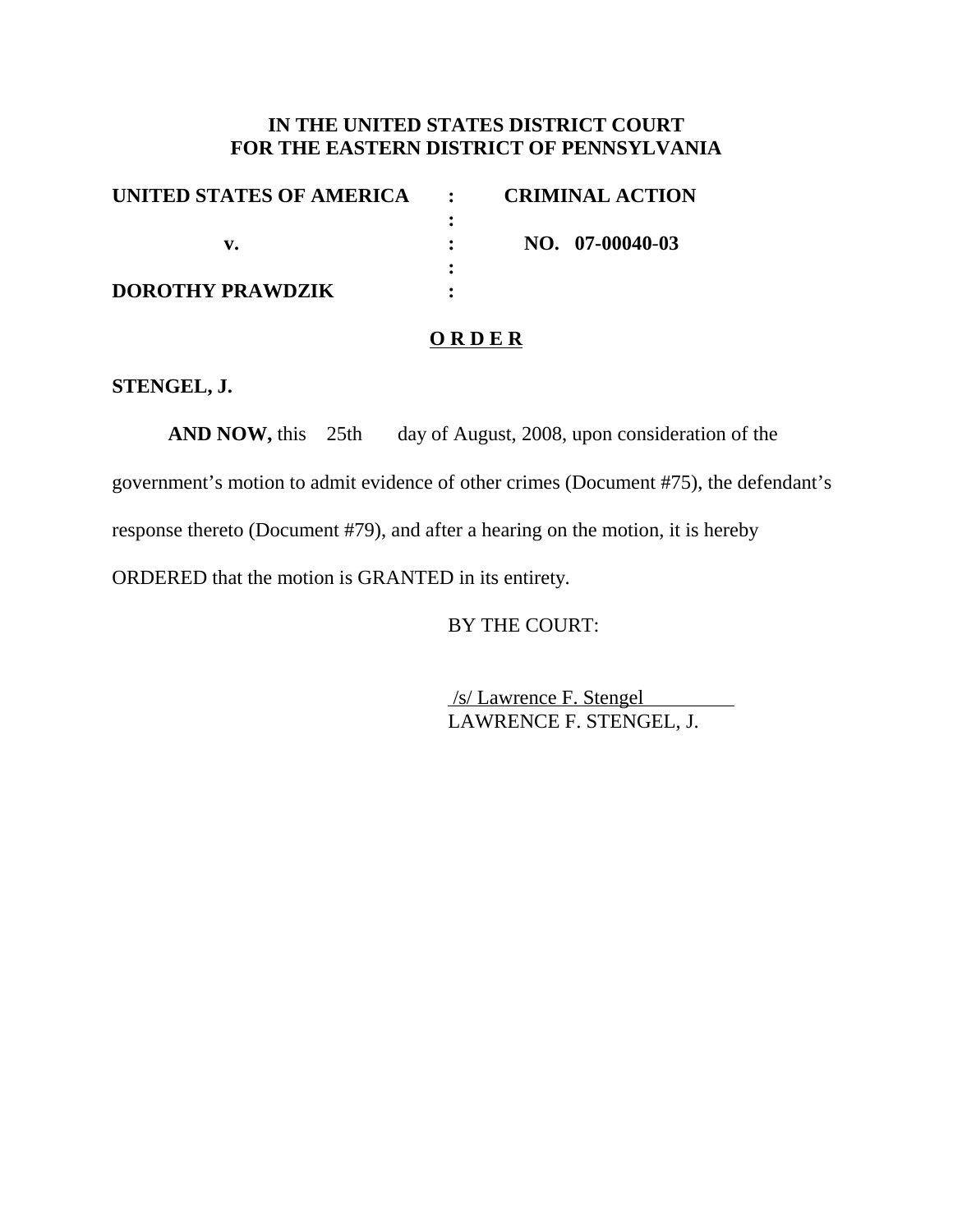**IN THE UNITED STATES DISTRICT COURT**
**FOR THE EASTERN DISTRICT OF PENNSYLVANIA**

| | | |
|---|---|---|
| **UNITED STATES OF AMERICA** | **:** | **CRIMINAL ACTION** |
| | **:** | |
| **v.** | **:** | **NO. 07-00040-03** |
| | **:** | |
| **DOROTHY PRAWDZIK** | **:** | |

**O R D E R**

**STENGEL, J.**

**AND NOW,** this 25th day of August, 2008, upon consideration of the government's motion to admit evidence of other crimes (Document #75), the defendant's response thereto (Document #79), and after a hearing on the motion, it is hereby ORDERED that the motion is GRANTED in its entirety.

BY THE COURT:

/s/ Lawrence F. Stengel
LAWRENCE F. STENGEL, J.